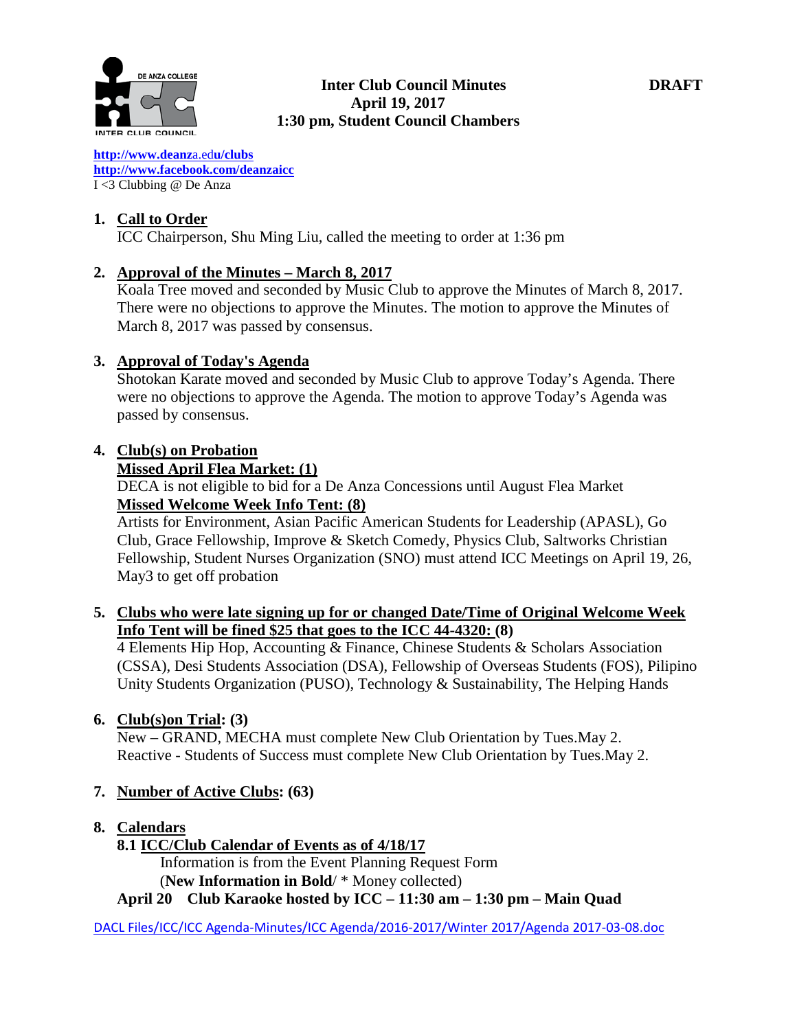# Inter Club Council Minutes

**DRAFT**

**April 19, 2017**
**1:30 pm, Student Council Chambers**

http://www.deanza.edu/clubs
http://www.facebook.com/deanzaicc
I <3 Clubbing @ De Anza

1. **Call to Order**
   ICC Chairperson, Shu Ming Liu, called the meeting to order at 1:36 pm

2. **Approval of the Minutes – March 8, 2017**
   Koala Tree moved and seconded by Music Club to approve the Minutes of March 8, 2017. There were no objections to approve the Minutes. The motion to approve the Minutes of March 8, 2017 was passed by consensus.

3. **Approval of Today's Agenda**
   Shotokan Karate moved and seconded by Music Club to approve Today's Agenda. There were no objections to approve the Agenda. The motion to approve Today's Agenda was passed by consensus.

4. **Club(s) on Probation**
   **Missed April Flea Market: (1)**
   DECA is not eligible to bid for a De Anza Concessions until August Flea Market
   **Missed Welcome Week Info Tent: (8)**
   Artists for Environment, Asian Pacific American Students for Leadership (APASL), Go Club, Grace Fellowship, Improve & Sketch Comedy, Physics Club, Saltworks Christian Fellowship, Student Nurses Organization (SNO) must attend ICC Meetings on April 19, 26, May3 to get off probation

5. **Clubs who were late signing up for or changed Date/Time of Original Welcome Week Info Tent will be fined $25 that goes to the ICC 44-4320: (8)**
   4 Elements Hip Hop, Accounting & Finance, Chinese Students & Scholars Association (CSSA), Desi Students Association (DSA), Fellowship of Overseas Students (FOS), Pilipino Unity Students Organization (PUSO), Technology & Sustainability, The Helping Hands

6. **Club(s)on Trial: (3)**
   New – GRAND, MECHA must complete New Club Orientation by Tues.May 2.
   Reactive - Students of Success must complete New Club Orientation by Tues.May 2.

7. **Number of Active Clubs: (63)**

8. **Calendars**
   **8.1 ICC/Club Calendar of Events as of 4/18/17**
   Information is from the Event Planning Request Form
   (**New Information in Bold**/ * Money collected)
   **April 20 Club Karaoke hosted by ICC – 11:30 am – 1:30 pm – Main Quad**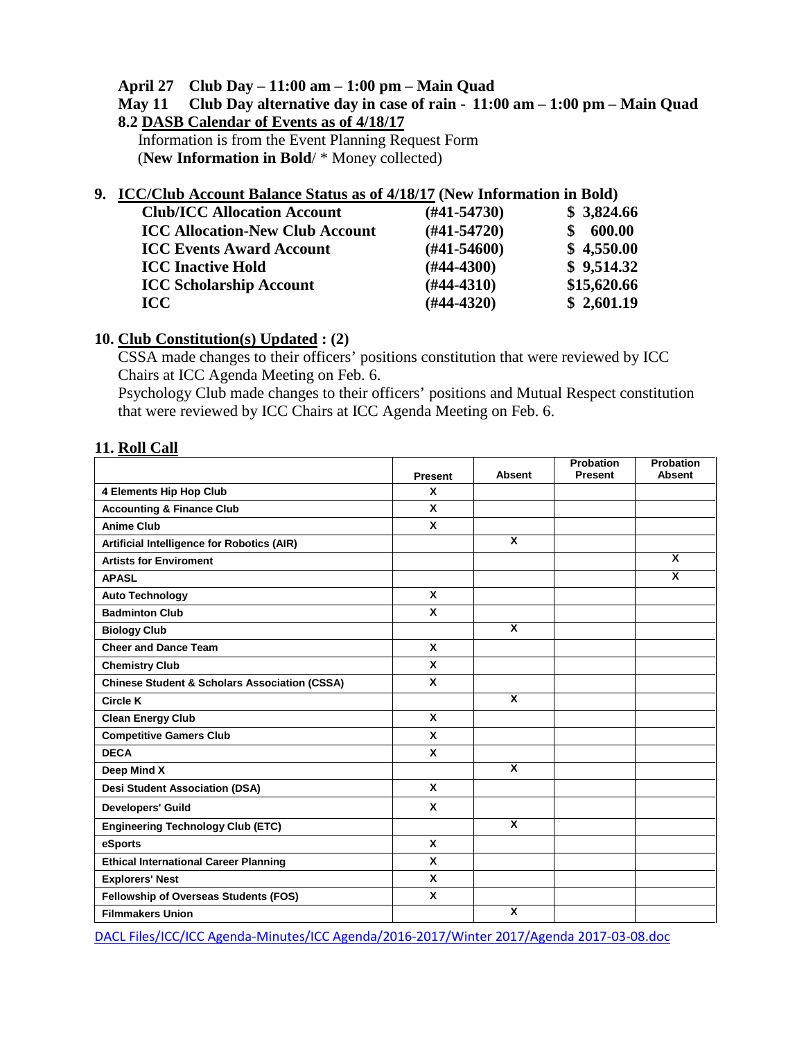**April 27 Club Day – 11:00 am – 1:00 pm – Main Quad**

**May 11 Club Day alternative day in case of rain - 11:00 am – 1:00 pm – Main Quad**

**8.2 DASB Calendar of Events as of 4/18/17**

Information is from the Event Planning Request Form
(**New Information in Bold**/ * Money collected)

## 9. ICC/Club Account Balance Status as of 4/18/17 (New Information in Bold)

| | | |
|---|---|---|
| **Club/ICC Allocation Account** | **(#41-54730)** | **$ 3,824.66** |
| **ICC Allocation-New Club Account** | **(#41-54720)** | **$ 600.00** |
| **ICC Events Award Account** | **(#41-54600)** | **$ 4,550.00** |
| **ICC Inactive Hold** | **(#44-4300)** | **$ 9,514.32** |
| **ICC Scholarship Account** | **(#44-4310)** | **$15,620.66** |
| **ICC** | **(#44-4320)** | **$ 2,601.19** |

## 10. Club Constitution(s) Updated : (2)

CSSA made changes to their officers' positions constitution that were reviewed by ICC Chairs at ICC Agenda Meeting on Feb. 6.

Psychology Club made changes to their officers' positions and Mutual Respect constitution that were reviewed by ICC Chairs at ICC Agenda Meeting on Feb. 6.

## 11. Roll Call

| | Present | Absent | Probation Present | Probation Absent |
|---|---|---|---|---|
| 4 Elements Hip Hop Club | X | | | |
| Accounting & Finance Club | X | | | |
| Anime Club | X | | | |
| Artificial Intelligence for Robotics (AIR) | | X | | |
| Artists for Enviroment | | | | X |
| APASL | | | | X |
| Auto Technology | X | | | |
| Badminton Club | X | | | |
| Biology Club | | X | | |
| Cheer and Dance Team | X | | | |
| Chemistry Club | X | | | |
| Chinese Student & Scholars Association (CSSA) | X | | | |
| Circle K | | X | | |
| Clean Energy Club | X | | | |
| Competitive Gamers Club | X | | | |
| DECA | X | | | |
| Deep Mind X | | X | | |
| Desi Student Association (DSA) | X | | | |
| Developers' Guild | X | | | |
| Engineering Technology Club (ETC) | | X | | |
| eSports | X | | | |
| Ethical International Career Planning | X | | | |
| Explorers' Nest | X | | | |
| Fellowship of Overseas Students (FOS) | X | | | |
| Filmmakers Union | | X | | |

DACL Files/ICC/ICC Agenda-Minutes/ICC Agenda/2016-2017/Winter 2017/Agenda 2017-03-08.doc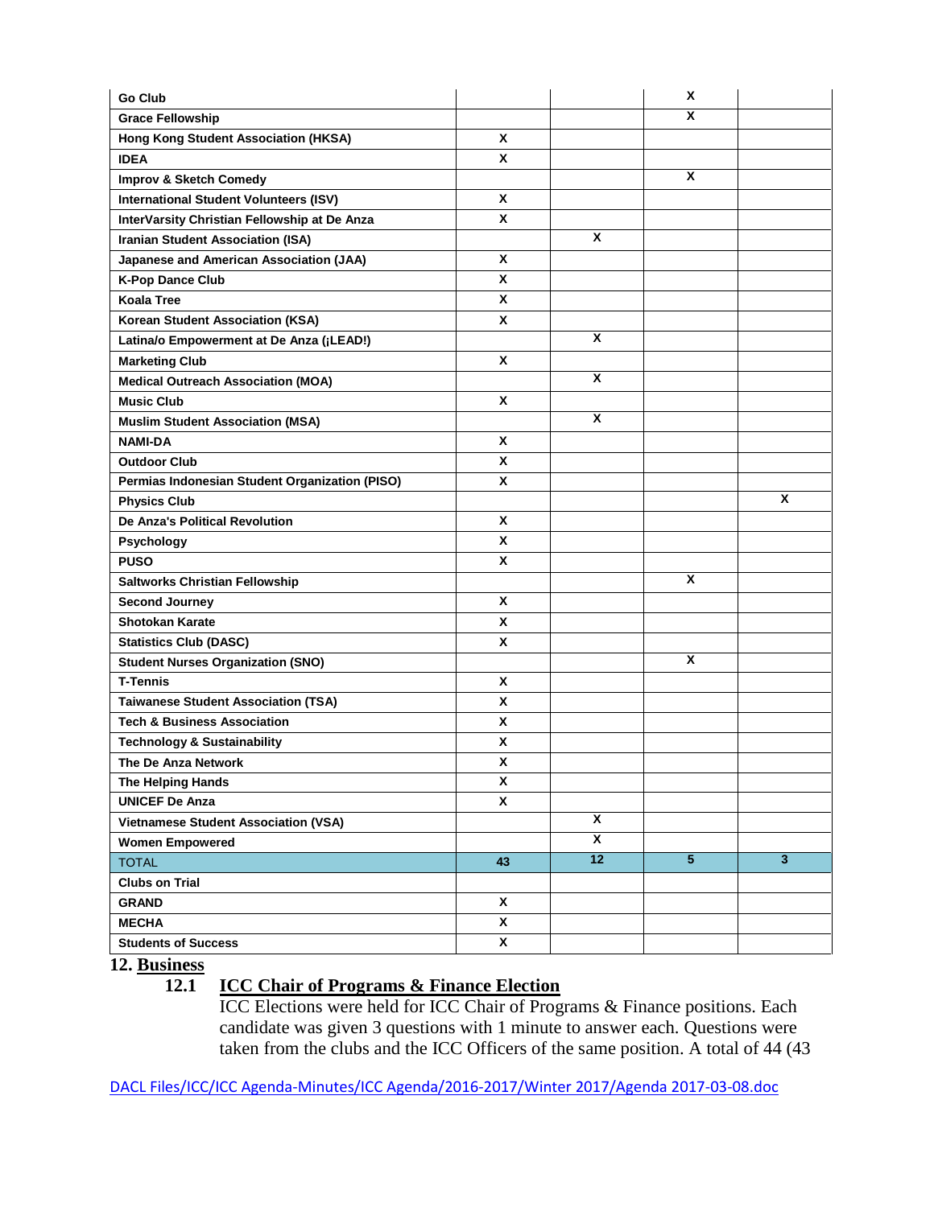| | | | | |
|---|---|---|---|---|
| **Go Club** | | | **X** | |
| **Grace Fellowship** | | | **X** | |
| **Hong Kong Student Association (HKSA)** | **X** | | | |
| **IDEA** | **X** | | | |
| **Improv & Sketch Comedy** | | | **X** | |
| **International Student Volunteers (ISV)** | **X** | | | |
| **InterVarsity Christian Fellowship at De Anza** | **X** | | | |
| **Iranian Student Association (ISA)** | | **X** | | |
| **Japanese and American Association (JAA)** | **X** | | | |
| **K-Pop Dance Club** | **X** | | | |
| **Koala Tree** | **X** | | | |
| **Korean Student Association (KSA)** | **X** | | | |
| **Latina/o Empowerment at De Anza (¡LEAD!)** | | **X** | | |
| **Marketing Club** | **X** | | | |
| **Medical Outreach Association (MOA)** | | **X** | | |
| **Music Club** | **X** | | | |
| **Muslim Student Association (MSA)** | | **X** | | |
| **NAMI-DA** | **X** | | | |
| **Outdoor Club** | **X** | | | |
| **Permias Indonesian Student Organization (PISO)** | **X** | | | |
| **Physics Club** | | | | **X** |
| **De Anza's Political Revolution** | **X** | | | |
| **Psychology** | **X** | | | |
| **PUSO** | **X** | | | |
| **Saltworks Christian Fellowship** | | | **X** | |
| **Second Journey** | **X** | | | |
| **Shotokan Karate** | **X** | | | |
| **Statistics Club (DASC)** | **X** | | | |
| **Student Nurses Organization (SNO)** | | | **X** | |
| **T-Tennis** | **X** | | | |
| **Taiwanese Student Association (TSA)** | **X** | | | |
| **Tech & Business Association** | **X** | | | |
| **Technology & Sustainability** | **X** | | | |
| **The De Anza Network** | **X** | | | |
| **The Helping Hands** | **X** | | | |
| **UNICEF De Anza** | **X** | | | |
| **Vietnamese Student Association (VSA)** | | **X** | | |
| **Women Empowered** | | **X** | | |
| TOTAL | **43** | **12** | **5** | **3** |
| **Clubs on Trial** | | | | |
| **GRAND** | **X** | | | |
| **MECHA** | **X** | | | |
| **Students of Success** | **X** | | | |

## 12. Business

### 12.1 ICC Chair of Programs & Finance Election

ICC Elections were held for ICC Chair of Programs & Finance positions. Each candidate was given 3 questions with 1 minute to answer each. Questions were taken from the clubs and the ICC Officers of the same position. A total of 44 (43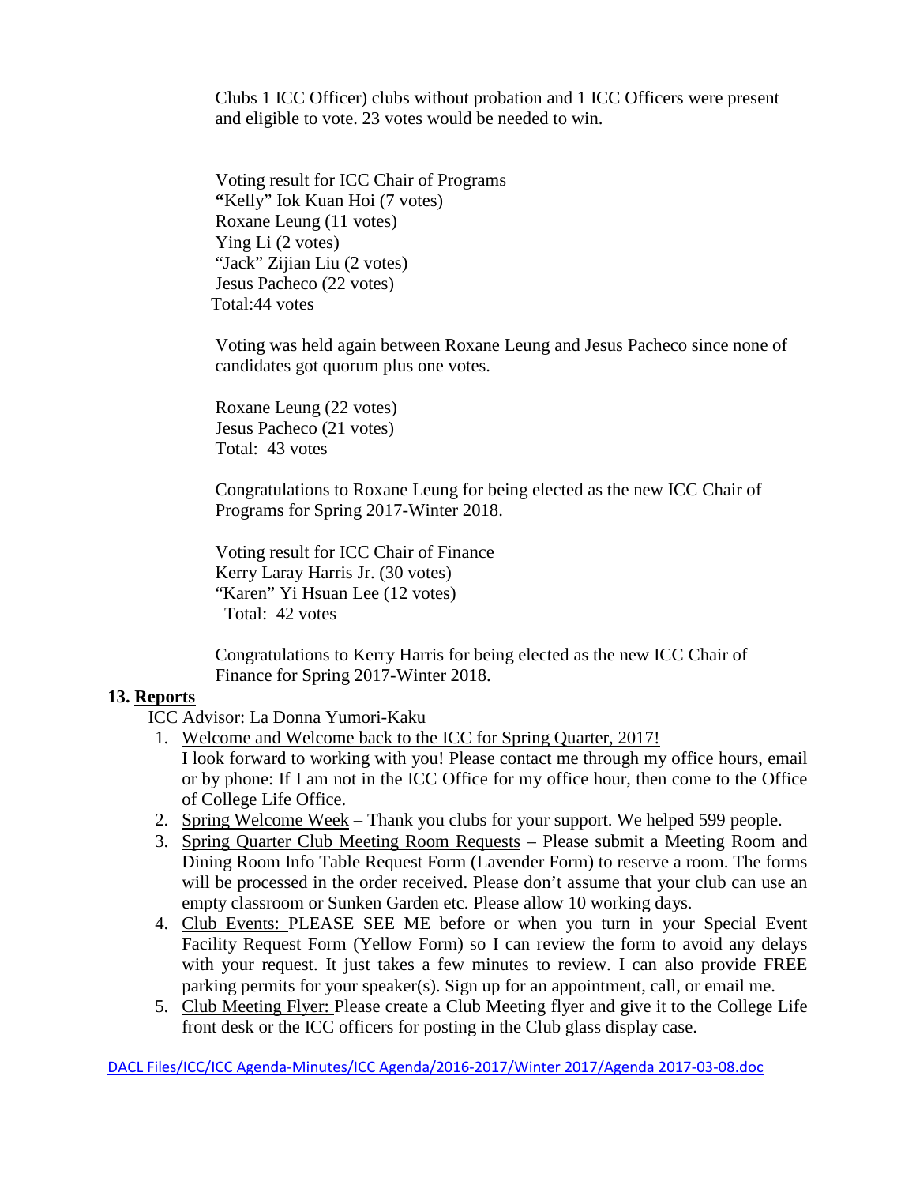Clubs 1 ICC Officer) clubs without probation and 1 ICC Officers were present and eligible to vote. 23 votes would be needed to win.

Voting result for ICC Chair of Programs
"Kelly" Iok Kuan Hoi (7 votes)
Roxane Leung (11 votes)
Ying Li (2 votes)
"Jack" Zijian Liu (2 votes)
Jesus Pacheco (22 votes)
Total:44 votes

Voting was held again between Roxane Leung and Jesus Pacheco since none of candidates got quorum plus one votes.

Roxane Leung (22 votes)
Jesus Pacheco (21 votes)
Total: 43 votes

Congratulations to Roxane Leung for being elected as the new ICC Chair of Programs for Spring 2017-Winter 2018.

Voting result for ICC Chair of Finance
Kerry Laray Harris Jr. (30 votes)
"Karen" Yi Hsuan Lee (12 votes)
Total: 42 votes

Congratulations to Kerry Harris for being elected as the new ICC Chair of Finance for Spring 2017-Winter 2018.

**13. Reports**

ICC Advisor: La Donna Yumori-Kaku

1. Welcome and Welcome back to the ICC for Spring Quarter, 2017!
   I look forward to working with you! Please contact me through my office hours, email or by phone: If I am not in the ICC Office for my office hour, then come to the Office of College Life Office.
2. Spring Welcome Week – Thank you clubs for your support. We helped 599 people.
3. Spring Quarter Club Meeting Room Requests – Please submit a Meeting Room and Dining Room Info Table Request Form (Lavender Form) to reserve a room. The forms will be processed in the order received. Please don't assume that your club can use an empty classroom or Sunken Garden etc. Please allow 10 working days.
4. Club Events: PLEASE SEE ME before or when you turn in your Special Event Facility Request Form (Yellow Form) so I can review the form to avoid any delays with your request. It just takes a few minutes to review. I can also provide FREE parking permits for your speaker(s). Sign up for an appointment, call, or email me.
5. Club Meeting Flyer: Please create a Club Meeting flyer and give it to the College Life front desk or the ICC officers for posting in the Club glass display case.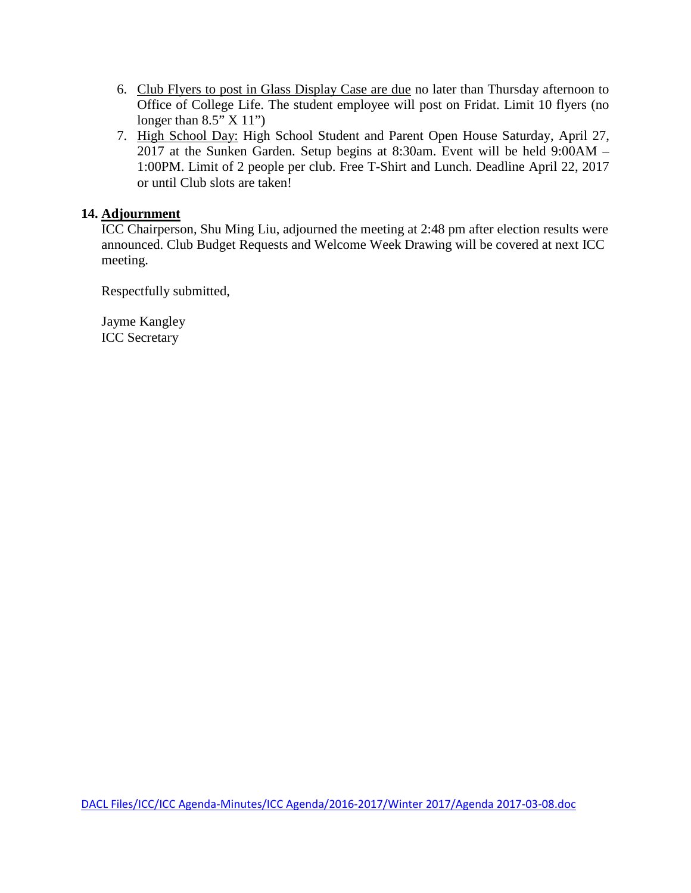6. Club Flyers to post in Glass Display Case are due no later than Thursday afternoon to Office of College Life. The student employee will post on Fridat. Limit 10 flyers (no longer than 8.5" X 11")
7. High School Day: High School Student and Parent Open House Saturday, April 27, 2017 at the Sunken Garden. Setup begins at 8:30am. Event will be held 9:00AM – 1:00PM. Limit of 2 people per club. Free T-Shirt and Lunch. Deadline April 22, 2017 or until Club slots are taken!

**14. Adjournment**

ICC Chairperson, Shu Ming Liu, adjourned the meeting at 2:48 pm after election results were announced. Club Budget Requests and Welcome Week Drawing will be covered at next ICC meeting.

Respectfully submitted,

Jayme Kangley
ICC Secretary

DACL Files/ICC/ICC Agenda-Minutes/ICC Agenda/2016-2017/Winter 2017/Agenda 2017-03-08.doc